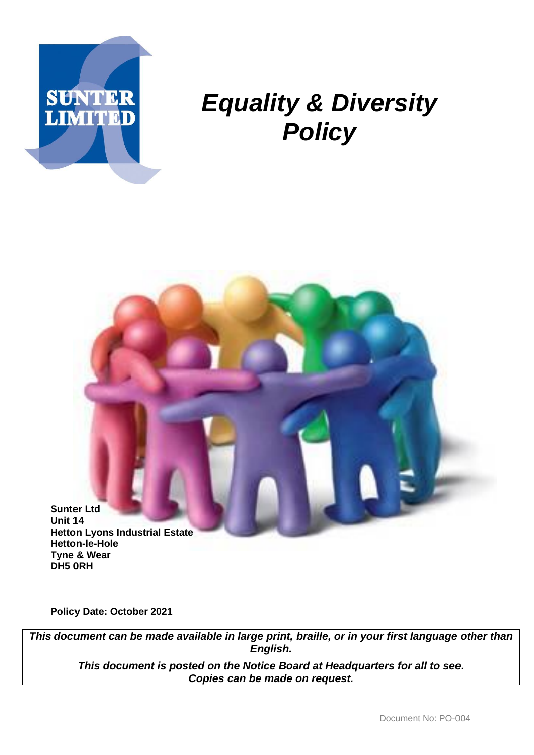SUNTER LIMITED

# *Equality & Diversity Policy*

**Sunter Ltd**
**Unit 14**
**Hetton Lyons Industrial Estate**
**Hetton-le-Hole**
**Tyne & Wear**
**DH5 0RH**

**Policy Date: October 2021**

***This document can be made available in large print, braille, or in your first language other than English.***

***This document is posted on the Notice Board at Headquarters for all to see. Copies can be made on request.***

Document No: PO-004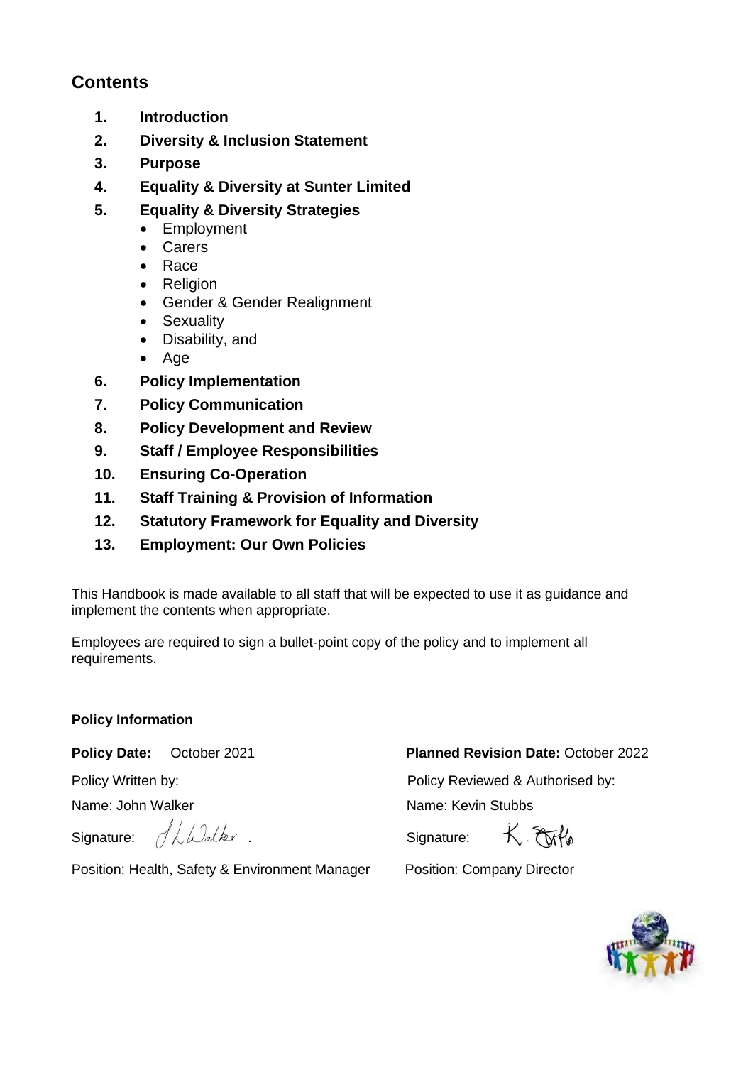## Contents

1. **Introduction**
2. **Diversity & Inclusion Statement**
3. **Purpose**
4. **Equality & Diversity at Sunter Limited**
5. **Equality & Diversity Strategies**
   - Employment
   - Carers
   - Race
   - Religion
   - Gender & Gender Realignment
   - Sexuality
   - Disability, and
   - Age
6. **Policy Implementation**
7. **Policy Communication**
8. **Policy Development and Review**
9. **Staff / Employee Responsibilities**
10. **Ensuring Co-Operation**
11. **Staff Training & Provision of Information**
12. **Statutory Framework for Equality and Diversity**
13. **Employment: Our Own Policies**

This Handbook is made available to all staff that will be expected to use it as guidance and implement the contents when appropriate.

Employees are required to sign a bullet-point copy of the policy and to implement all requirements.

**Policy Information**

**Policy Date:** October 2021

**Planned Revision Date:** October 2022

Policy Written by:

Name: John Walker

Signature: J L Walker .

Position: Health, Safety & Environment Manager

Policy Reviewed & Authorised by:

Name: Kevin Stubbs

Signature: K. Stubbs

Position: Company Director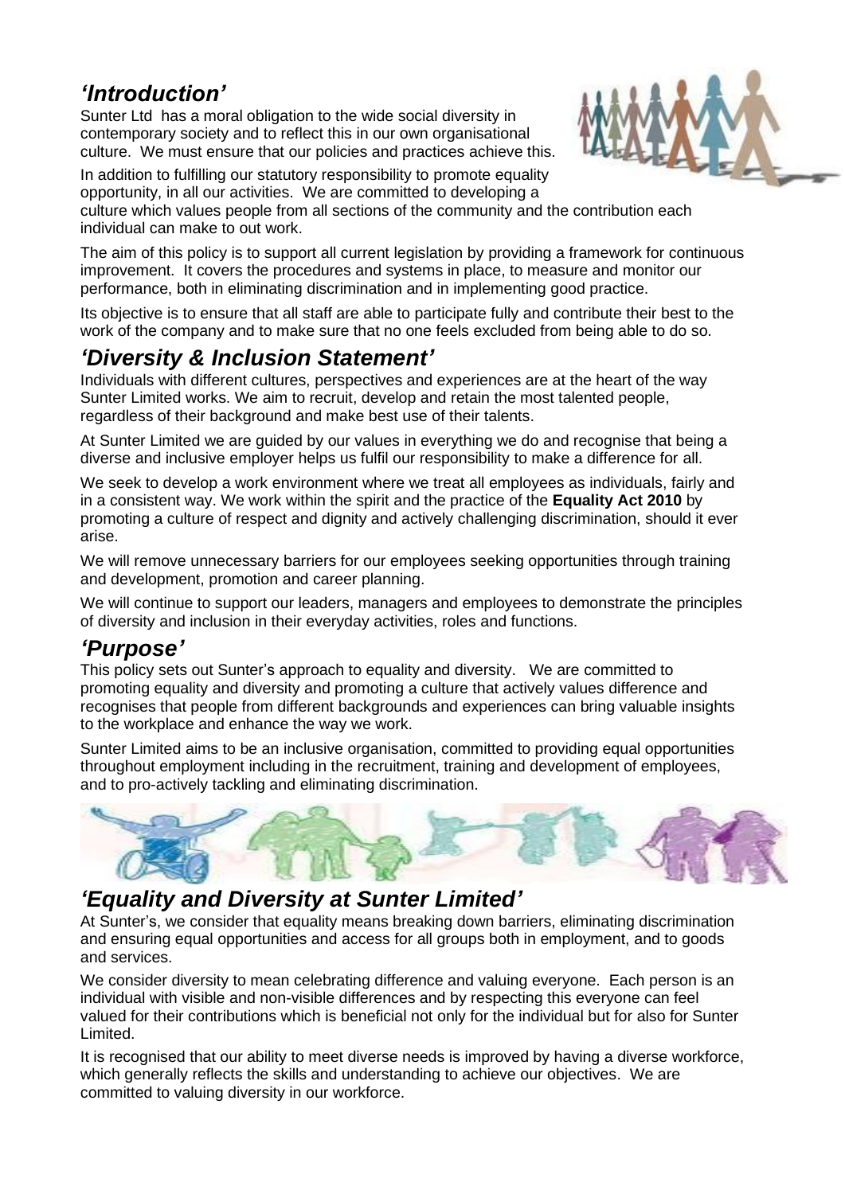## *'Introduction'*

Sunter Ltd has a moral obligation to the wide social diversity in contemporary society and to reflect this in our own organisational culture. We must ensure that our policies and practices achieve this.

In addition to fulfilling our statutory responsibility to promote equality opportunity, in all our activities. We are committed to developing a culture which values people from all sections of the community and the contribution each individual can make to out work.

The aim of this policy is to support all current legislation by providing a framework for continuous improvement. It covers the procedures and systems in place, to measure and monitor our performance, both in eliminating discrimination and in implementing good practice.

Its objective is to ensure that all staff are able to participate fully and contribute their best to the work of the company and to make sure that no one feels excluded from being able to do so.

## *'Diversity & Inclusion Statement'*

Individuals with different cultures, perspectives and experiences are at the heart of the way Sunter Limited works. We aim to recruit, develop and retain the most talented people, regardless of their background and make best use of their talents.

At Sunter Limited we are guided by our values in everything we do and recognise that being a diverse and inclusive employer helps us fulfil our responsibility to make a difference for all.

We seek to develop a work environment where we treat all employees as individuals, fairly and in a consistent way. We work within the spirit and the practice of the **Equality Act 2010** by promoting a culture of respect and dignity and actively challenging discrimination, should it ever arise.

We will remove unnecessary barriers for our employees seeking opportunities through training and development, promotion and career planning.

We will continue to support our leaders, managers and employees to demonstrate the principles of diversity and inclusion in their everyday activities, roles and functions.

## *'Purpose'*

This policy sets out Sunter's approach to equality and diversity. We are committed to promoting equality and diversity and promoting a culture that actively values difference and recognises that people from different backgrounds and experiences can bring valuable insights to the workplace and enhance the way we work.

Sunter Limited aims to be an inclusive organisation, committed to providing equal opportunities throughout employment including in the recruitment, training and development of employees, and to pro-actively tackling and eliminating discrimination.

## *'Equality and Diversity at Sunter Limited'*

At Sunter's, we consider that equality means breaking down barriers, eliminating discrimination and ensuring equal opportunities and access for all groups both in employment, and to goods and services.

We consider diversity to mean celebrating difference and valuing everyone. Each person is an individual with visible and non-visible differences and by respecting this everyone can feel valued for their contributions which is beneficial not only for the individual but for also for Sunter Limited.

It is recognised that our ability to meet diverse needs is improved by having a diverse workforce, which generally reflects the skills and understanding to achieve our objectives. We are committed to valuing diversity in our workforce.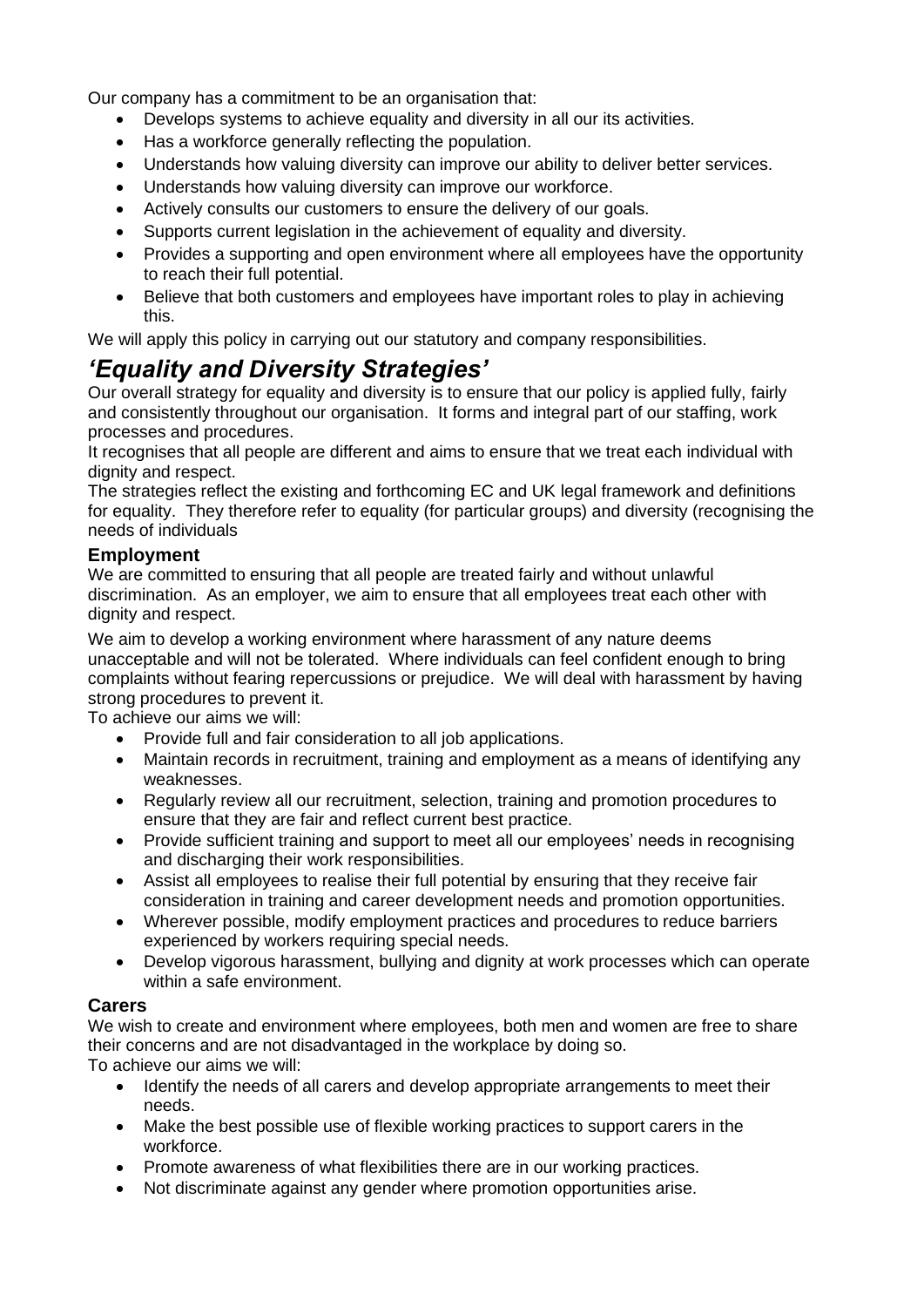Our company has a commitment to be an organisation that:

- Develops systems to achieve equality and diversity in all our its activities.
- Has a workforce generally reflecting the population.
- Understands how valuing diversity can improve our ability to deliver better services.
- Understands how valuing diversity can improve our workforce.
- Actively consults our customers to ensure the delivery of our goals.
- Supports current legislation in the achievement of equality and diversity.
- Provides a supporting and open environment where all employees have the opportunity to reach their full potential.
- Believe that both customers and employees have important roles to play in achieving this.

We will apply this policy in carrying out our statutory and company responsibilities.

## *'Equality and Diversity Strategies'*

Our overall strategy for equality and diversity is to ensure that our policy is applied fully, fairly and consistently throughout our organisation. It forms and integral part of our staffing, work processes and procedures.

It recognises that all people are different and aims to ensure that we treat each individual with dignity and respect.

The strategies reflect the existing and forthcoming EC and UK legal framework and definitions for equality. They therefore refer to equality (for particular groups) and diversity (recognising the needs of individuals

### Employment

We are committed to ensuring that all people are treated fairly and without unlawful discrimination. As an employer, we aim to ensure that all employees treat each other with dignity and respect.

We aim to develop a working environment where harassment of any nature deems unacceptable and will not be tolerated. Where individuals can feel confident enough to bring complaints without fearing repercussions or prejudice. We will deal with harassment by having strong procedures to prevent it.

To achieve our aims we will:

- Provide full and fair consideration to all job applications.
- Maintain records in recruitment, training and employment as a means of identifying any weaknesses.
- Regularly review all our recruitment, selection, training and promotion procedures to ensure that they are fair and reflect current best practice.
- Provide sufficient training and support to meet all our employees' needs in recognising and discharging their work responsibilities.
- Assist all employees to realise their full potential by ensuring that they receive fair consideration in training and career development needs and promotion opportunities.
- Wherever possible, modify employment practices and procedures to reduce barriers experienced by workers requiring special needs.
- Develop vigorous harassment, bullying and dignity at work processes which can operate within a safe environment.

### Carers

We wish to create and environment where employees, both men and women are free to share their concerns and are not disadvantaged in the workplace by doing so.

To achieve our aims we will:

- Identify the needs of all carers and develop appropriate arrangements to meet their needs.
- Make the best possible use of flexible working practices to support carers in the workforce.
- Promote awareness of what flexibilities there are in our working practices.
- Not discriminate against any gender where promotion opportunities arise.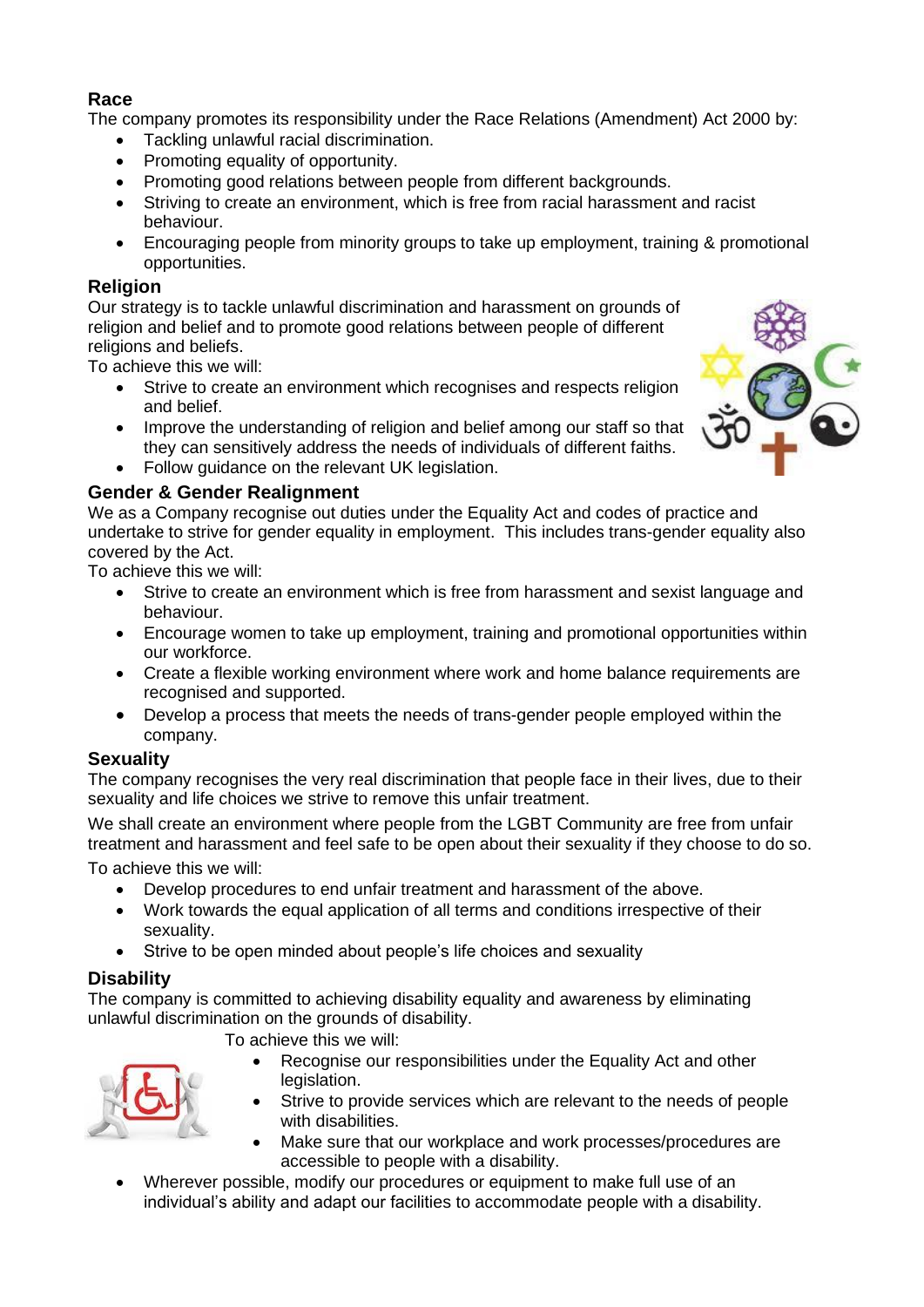## Race

The company promotes its responsibility under the Race Relations (Amendment) Act 2000 by:

- Tackling unlawful racial discrimination.
- Promoting equality of opportunity.
- Promoting good relations between people from different backgrounds.
- Striving to create an environment, which is free from racial harassment and racist behaviour.
- Encouraging people from minority groups to take up employment, training & promotional opportunities.

## Religion

Our strategy is to tackle unlawful discrimination and harassment on grounds of religion and belief and to promote good relations between people of different religions and beliefs.

To achieve this we will:

- Strive to create an environment which recognises and respects religion and belief.
- Improve the understanding of religion and belief among our staff so that they can sensitively address the needs of individuals of different faiths.
- Follow guidance on the relevant UK legislation.

## Gender & Gender Realignment

We as a Company recognise out duties under the Equality Act and codes of practice and undertake to strive for gender equality in employment. This includes trans-gender equality also covered by the Act.

To achieve this we will:

- Strive to create an environment which is free from harassment and sexist language and behaviour.
- Encourage women to take up employment, training and promotional opportunities within our workforce.
- Create a flexible working environment where work and home balance requirements are recognised and supported.
- Develop a process that meets the needs of trans-gender people employed within the company.

## Sexuality

The company recognises the very real discrimination that people face in their lives, due to their sexuality and life choices we strive to remove this unfair treatment.

We shall create an environment where people from the LGBT Community are free from unfair treatment and harassment and feel safe to be open about their sexuality if they choose to do so.

To achieve this we will:

- Develop procedures to end unfair treatment and harassment of the above.
- Work towards the equal application of all terms and conditions irrespective of their sexuality.
- Strive to be open minded about people's life choices and sexuality

## Disability

The company is committed to achieving disability equality and awareness by eliminating unlawful discrimination on the grounds of disability.

To achieve this we will:

- Recognise our responsibilities under the Equality Act and other legislation.
- Strive to provide services which are relevant to the needs of people with disabilities.
- Make sure that our workplace and work processes/procedures are accessible to people with a disability.
- Wherever possible, modify our procedures or equipment to make full use of an individual's ability and adapt our facilities to accommodate people with a disability.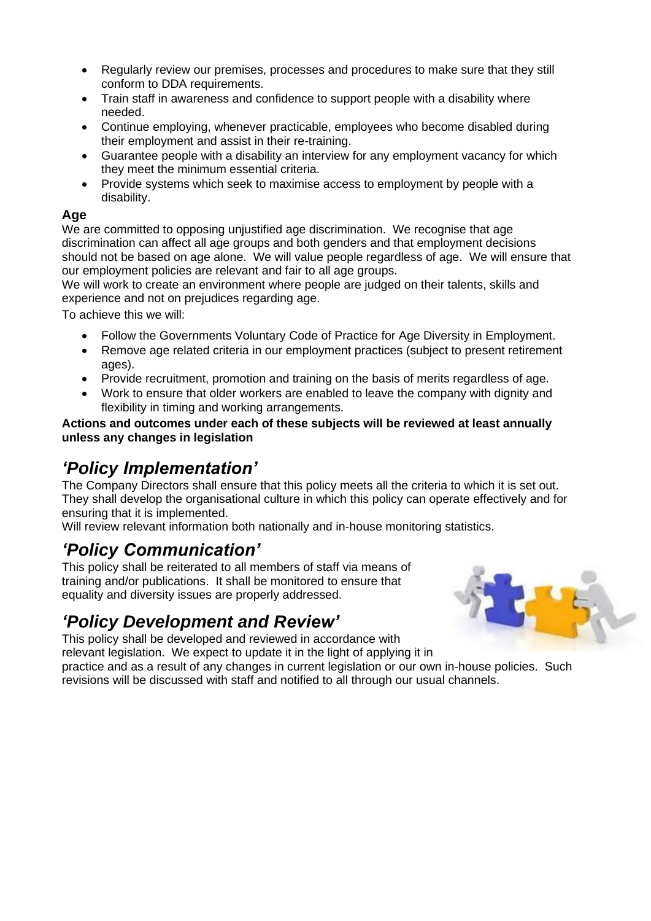- Regularly review our premises, processes and procedures to make sure that they still conform to DDA requirements.
- Train staff in awareness and confidence to support people with a disability where needed.
- Continue employing, whenever practicable, employees who become disabled during their employment and assist in their re-training.
- Guarantee people with a disability an interview for any employment vacancy for which they meet the minimum essential criteria.
- Provide systems which seek to maximise access to employment by people with a disability.

**Age**

We are committed to opposing unjustified age discrimination. We recognise that age discrimination can affect all age groups and both genders and that employment decisions should not be based on age alone. We will value people regardless of age. We will ensure that our employment policies are relevant and fair to all age groups.

We will work to create an environment where people are judged on their talents, skills and experience and not on prejudices regarding age.

To achieve this we will:

- Follow the Governments Voluntary Code of Practice for Age Diversity in Employment.
- Remove age related criteria in our employment practices (subject to present retirement ages).
- Provide recruitment, promotion and training on the basis of merits regardless of age.
- Work to ensure that older workers are enabled to leave the company with dignity and flexibility in timing and working arrangements.

**Actions and outcomes under each of these subjects will be reviewed at least annually unless any changes in legislation**

## *'Policy Implementation'*

The Company Directors shall ensure that this policy meets all the criteria to which it is set out. They shall develop the organisational culture in which this policy can operate effectively and for ensuring that it is implemented.

Will review relevant information both nationally and in-house monitoring statistics.

## *'Policy Communication'*

This policy shall be reiterated to all members of staff via means of training and/or publications. It shall be monitored to ensure that equality and diversity issues are properly addressed.

## *'Policy Development and Review'*

This policy shall be developed and reviewed in accordance with relevant legislation. We expect to update it in the light of applying it in practice and as a result of any changes in current legislation or our own in-house policies. Such revisions will be discussed with staff and notified to all through our usual channels.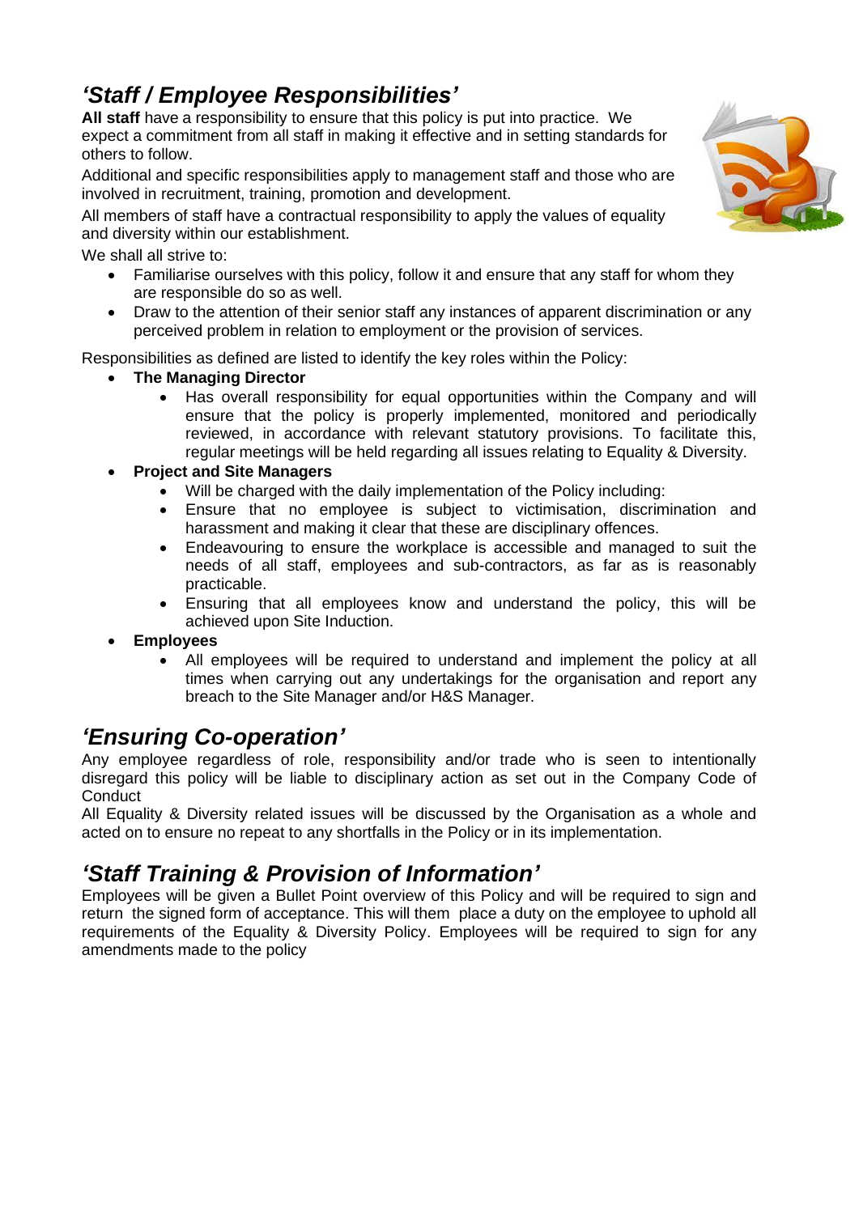## *'Staff / Employee Responsibilities'*

**All staff** have a responsibility to ensure that this policy is put into practice. We expect a commitment from all staff in making it effective and in setting standards for others to follow.

Additional and specific responsibilities apply to management staff and those who are involved in recruitment, training, promotion and development.

All members of staff have a contractual responsibility to apply the values of equality and diversity within our establishment.

We shall all strive to:

- Familiarise ourselves with this policy, follow it and ensure that any staff for whom they are responsible do so as well.
- Draw to the attention of their senior staff any instances of apparent discrimination or any perceived problem in relation to employment or the provision of services.

Responsibilities as defined are listed to identify the key roles within the Policy:

- **The Managing Director**
    - Has overall responsibility for equal opportunities within the Company and will ensure that the policy is properly implemented, monitored and periodically reviewed, in accordance with relevant statutory provisions. To facilitate this, regular meetings will be held regarding all issues relating to Equality & Diversity.
- **Project and Site Managers**
    - Will be charged with the daily implementation of the Policy including:
    - Ensure that no employee is subject to victimisation, discrimination and harassment and making it clear that these are disciplinary offences.
    - Endeavouring to ensure the workplace is accessible and managed to suit the needs of all staff, employees and sub-contractors, as far as is reasonably practicable.
    - Ensuring that all employees know and understand the policy, this will be achieved upon Site Induction.
- **Employees**
    - All employees will be required to understand and implement the policy at all times when carrying out any undertakings for the organisation and report any breach to the Site Manager and/or H&S Manager.

## *'Ensuring Co-operation'*

Any employee regardless of role, responsibility and/or trade who is seen to intentionally disregard this policy will be liable to disciplinary action as set out in the Company Code of Conduct

All Equality & Diversity related issues will be discussed by the Organisation as a whole and acted on to ensure no repeat to any shortfalls in the Policy or in its implementation.

## *'Staff Training & Provision of Information'*

Employees will be given a Bullet Point overview of this Policy and will be required to sign and return the signed form of acceptance. This will them place a duty on the employee to uphold all requirements of the Equality & Diversity Policy. Employees will be required to sign for any amendments made to the policy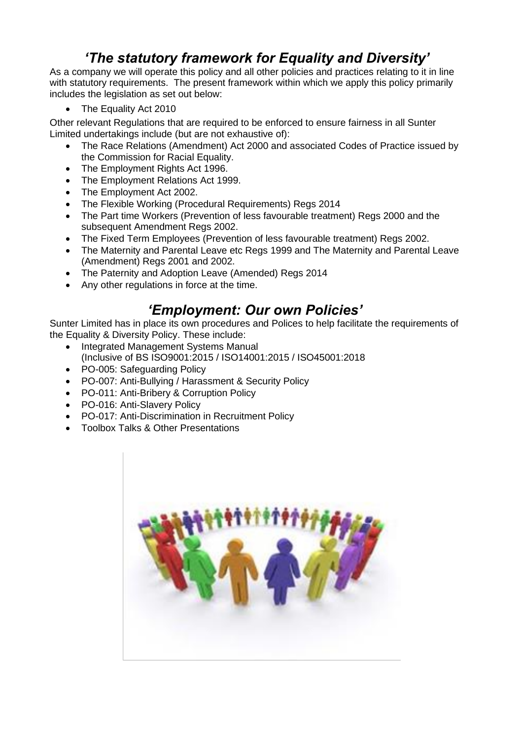## *'The statutory framework for Equality and Diversity'*

As a company we will operate this policy and all other policies and practices relating to it in line with statutory requirements. The present framework within which we apply this policy primarily includes the legislation as set out below:

- The Equality Act 2010

Other relevant Regulations that are required to be enforced to ensure fairness in all Sunter Limited undertakings include (but are not exhaustive of):

- The Race Relations (Amendment) Act 2000 and associated Codes of Practice issued by the Commission for Racial Equality.
- The Employment Rights Act 1996.
- The Employment Relations Act 1999.
- The Employment Act 2002.
- The Flexible Working (Procedural Requirements) Regs 2014
- The Part time Workers (Prevention of less favourable treatment) Regs 2000 and the subsequent Amendment Regs 2002.
- The Fixed Term Employees (Prevention of less favourable treatment) Regs 2002.
- The Maternity and Parental Leave etc Regs 1999 and The Maternity and Parental Leave (Amendment) Regs 2001 and 2002.
- The Paternity and Adoption Leave (Amended) Regs 2014
- Any other regulations in force at the time.

## *'Employment: Our own Policies'*

Sunter Limited has in place its own procedures and Polices to help facilitate the requirements of the Equality & Diversity Policy. These include:

- Integrated Management Systems Manual
  (Inclusive of BS ISO9001:2015 / ISO14001:2015 / ISO45001:2018
- PO-005: Safeguarding Policy
- PO-007: Anti-Bullying / Harassment & Security Policy
- PO-011: Anti-Bribery & Corruption Policy
- PO-016: Anti-Slavery Policy
- PO-017: Anti-Discrimination in Recruitment Policy
- Toolbox Talks & Other Presentations